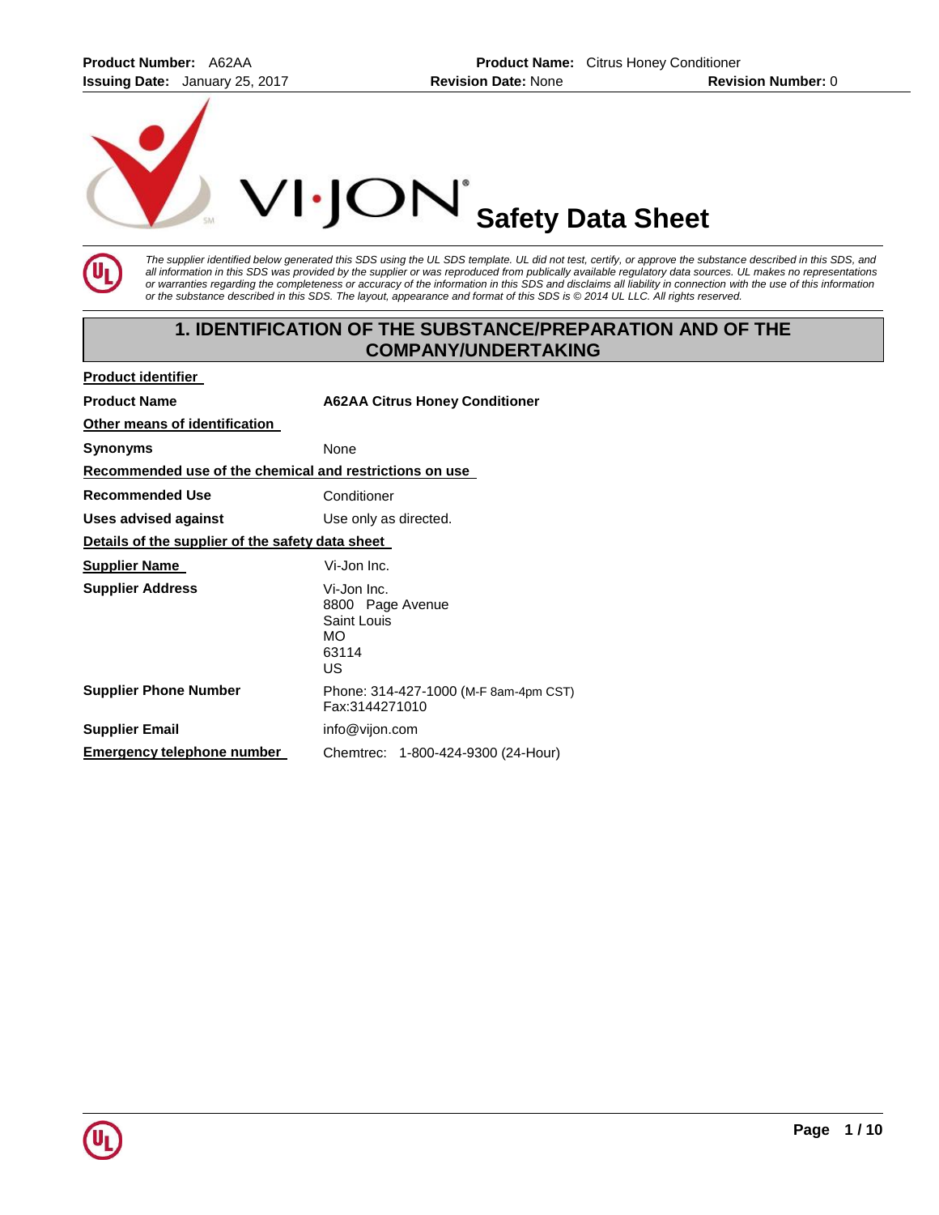# Safety Data Sheet

*The supplier identified below generated this SDS using the UL SDS template. UL did not test, certify, or approve the substance described in this SDS, and all information in this SDS was provided by the supplier or was reproduced from publically available regulatory data sources. UL makes no representations or warranties regarding the completeness or accuracy of the information in this SDS and disclaims all liability in connection with the use of this information or the substance described in this SDS. The layout, appearance and format of this SDS is © 2014 UL LLC. All rights reserved.*

## 1. IDENTIFICATION OF THE SUBSTANCE/PREPARATION AND OF THE COMPANY/UNDERTAKING

**Product identifier**

| | |
|---|---|
| **Product Name** | **A62AA Citrus Honey Conditioner** |

**Other means of identification**

| | |
|---|---|
| **Synonyms** | None |

**Recommended use of the chemical and restrictions on use**

| | |
|---|---|
| **Recommended Use** | Conditioner |
| **Uses advised against** | Use only as directed. |

**Details of the supplier of the safety data sheet**

| | |
|---|---|
| **Supplier Name** | Vi-Jon Inc. |
| **Supplier Address** | Vi-Jon Inc.<br>8800 Page Avenue<br>Saint Louis<br>MO<br>63114<br>US |
| **Supplier Phone Number** | Phone: 314-427-1000 (M-F 8am-4pm CST)<br>Fax:3144271010 |
| **Supplier Email** | info@vijon.com |
| **Emergency telephone number** | Chemtrec: 1-800-424-9300 (24-Hour) |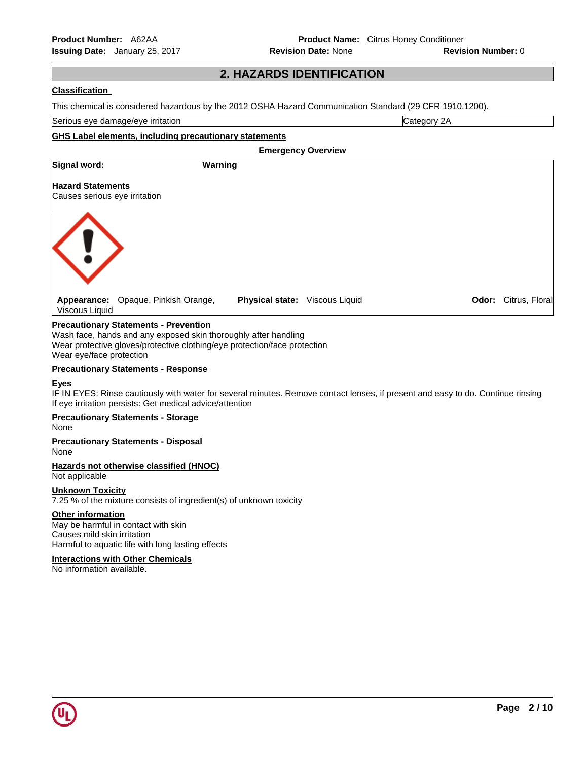## 2. HAZARDS IDENTIFICATION

**Classification**

This chemical is considered hazardous by the 2012 OSHA Hazard Communication Standard (29 CFR 1910.1200).

| Serious eye damage/eye irritation | Category 2A |
| --- | --- |

**GHS Label elements, including precautionary statements**

**Emergency Overview**

**Signal word:** **Warning**

**Hazard Statements**
Causes serious eye irritation

**Appearance:** Opaque, Pinkish Orange, Viscous Liquid **Physical state:** Viscous Liquid **Odor:** Citrus, Floral

**Precautionary Statements - Prevention**
Wash face, hands and any exposed skin thoroughly after handling
Wear protective gloves/protective clothing/eye protection/face protection
Wear eye/face protection

**Precautionary Statements - Response**

**Eyes**
IF IN EYES: Rinse cautiously with water for several minutes. Remove contact lenses, if present and easy to do. Continue rinsing
If eye irritation persists: Get medical advice/attention

**Precautionary Statements - Storage**
None

**Precautionary Statements - Disposal**
None

**Hazards not otherwise classified (HNOC)**
Not applicable

**Unknown Toxicity**
7.25 % of the mixture consists of ingredient(s) of unknown toxicity

**Other information**
May be harmful in contact with skin
Causes mild skin irritation
Harmful to aquatic life with long lasting effects

**Interactions with Other Chemicals**
No information available.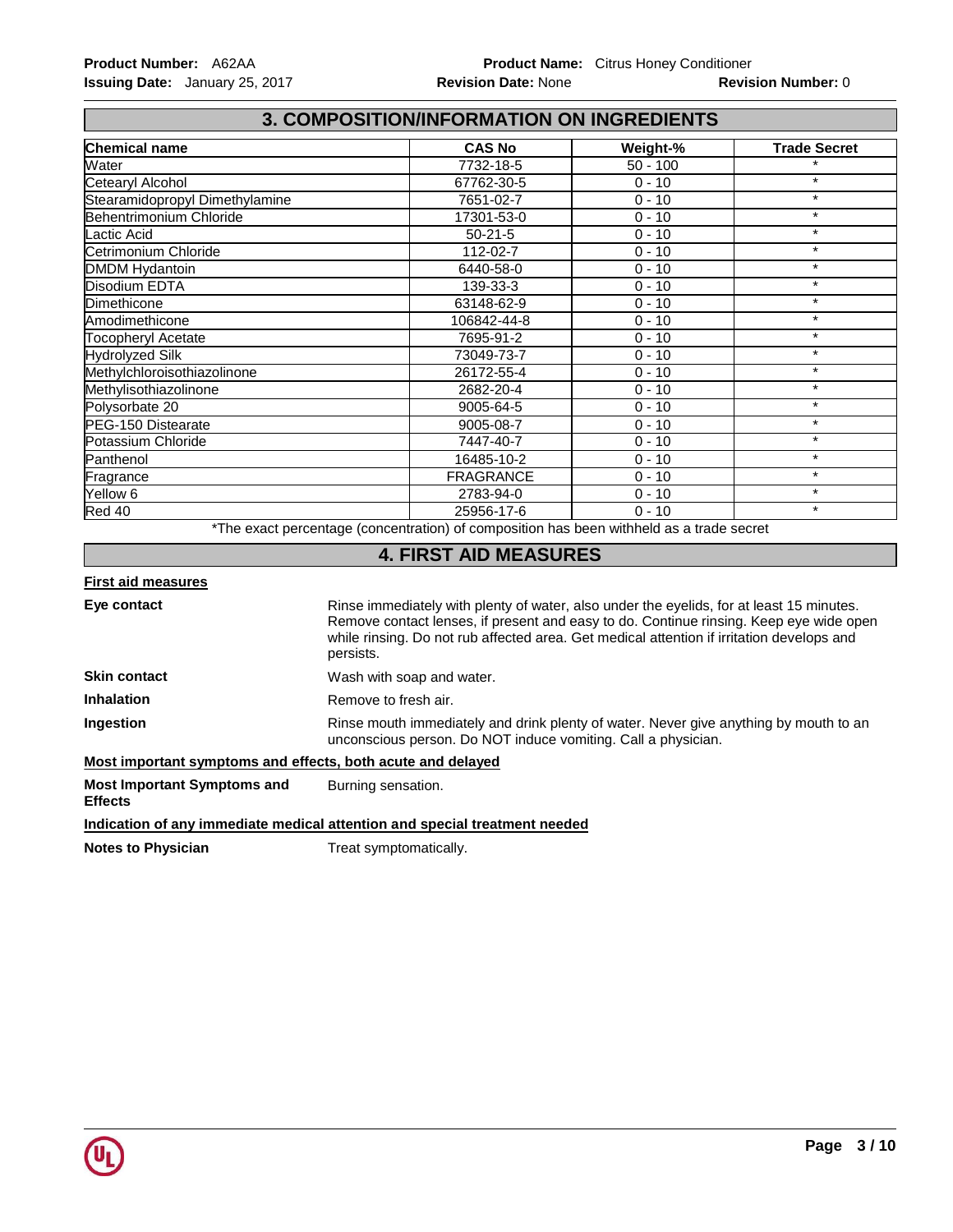## 3. COMPOSITION/INFORMATION ON INGREDIENTS

| Chemical name | CAS No | Weight-% | Trade Secret |
|---|---|---|---|
| Water | 7732-18-5 | 50 - 100 | * |
| Cetearyl Alcohol | 67762-30-5 | 0 - 10 | * |
| Stearamidopropyl Dimethylamine | 7651-02-7 | 0 - 10 | * |
| Behentrimonium Chloride | 17301-53-0 | 0 - 10 | * |
| Lactic Acid | 50-21-5 | 0 - 10 | * |
| Cetrimonium Chloride | 112-02-7 | 0 - 10 | * |
| DMDM Hydantoin | 6440-58-0 | 0 - 10 | * |
| Disodium EDTA | 139-33-3 | 0 - 10 | * |
| Dimethicone | 63148-62-9 | 0 - 10 | * |
| Amodimethicone | 106842-44-8 | 0 - 10 | * |
| Tocopheryl Acetate | 7695-91-2 | 0 - 10 | * |
| Hydrolyzed Silk | 73049-73-7 | 0 - 10 | * |
| Methylchloroisothiazolinone | 26172-55-4 | 0 - 10 | * |
| Methylisothiazolinone | 2682-20-4 | 0 - 10 | * |
| Polysorbate 20 | 9005-64-5 | 0 - 10 | * |
| PEG-150 Distearate | 9005-08-7 | 0 - 10 | * |
| Potassium Chloride | 7447-40-7 | 0 - 10 | * |
| Panthenol | 16485-10-2 | 0 - 10 | * |
| Fragrance | FRAGRANCE | 0 - 10 | * |
| Yellow 6 | 2783-94-0 | 0 - 10 | * |
| Red 40 | 25956-17-6 | 0 - 10 | * |

*The exact percentage (concentration) of composition has been withheld as a trade secret

## 4. FIRST AID MEASURES

**First aid measures**

**Eye contact**
Rinse immediately with plenty of water, also under the eyelids, for at least 15 minutes. Remove contact lenses, if present and easy to do. Continue rinsing. Keep eye wide open while rinsing. Do not rub affected area. Get medical attention if irritation develops and persists.

**Skin contact**
Wash with soap and water.

**Inhalation**
Remove to fresh air.

**Ingestion**
Rinse mouth immediately and drink plenty of water. Never give anything by mouth to an unconscious person. Do NOT induce vomiting. Call a physician.

**Most important symptoms and effects, both acute and delayed**

**Most Important Symptoms and Effects**
Burning sensation.

**Indication of any immediate medical attention and special treatment needed**

**Notes to Physician**
Treat symptomatically.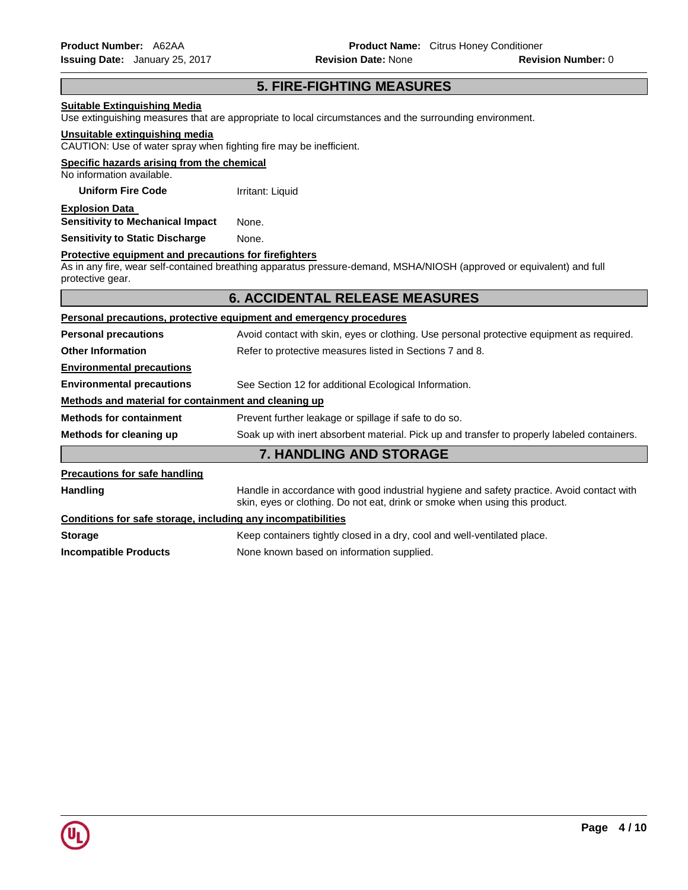## 5. FIRE-FIGHTING MEASURES

**Suitable Extinguishing Media**

Use extinguishing measures that are appropriate to local circumstances and the surrounding environment.

**Unsuitable extinguishing media**

CAUTION: Use of water spray when fighting fire may be inefficient.

**Specific hazards arising from the chemical**

No information available.

**Uniform Fire Code** Irritant: Liquid

**Explosion Data**

**Sensitivity to Mechanical Impact** None.

**Sensitivity to Static Discharge** None.

**Protective equipment and precautions for firefighters**

As in any fire, wear self-contained breathing apparatus pressure-demand, MSHA/NIOSH (approved or equivalent) and full protective gear.

## 6. ACCIDENTAL RELEASE MEASURES

**Personal precautions, protective equipment and emergency procedures**

**Personal precautions** Avoid contact with skin, eyes or clothing. Use personal protective equipment as required.

**Other Information** Refer to protective measures listed in Sections 7 and 8.

**Environmental precautions**

**Environmental precautions** See Section 12 for additional Ecological Information.

**Methods and material for containment and cleaning up**

**Methods for containment** Prevent further leakage or spillage if safe to do so.

**Methods for cleaning up** Soak up with inert absorbent material. Pick up and transfer to properly labeled containers.

## 7. HANDLING AND STORAGE

**Precautions for safe handling**

**Handling** Handle in accordance with good industrial hygiene and safety practice. Avoid contact with skin, eyes or clothing. Do not eat, drink or smoke when using this product.

**Conditions for safe storage, including any incompatibilities**

**Storage** Keep containers tightly closed in a dry, cool and well-ventilated place.

**Incompatible Products** None known based on information supplied.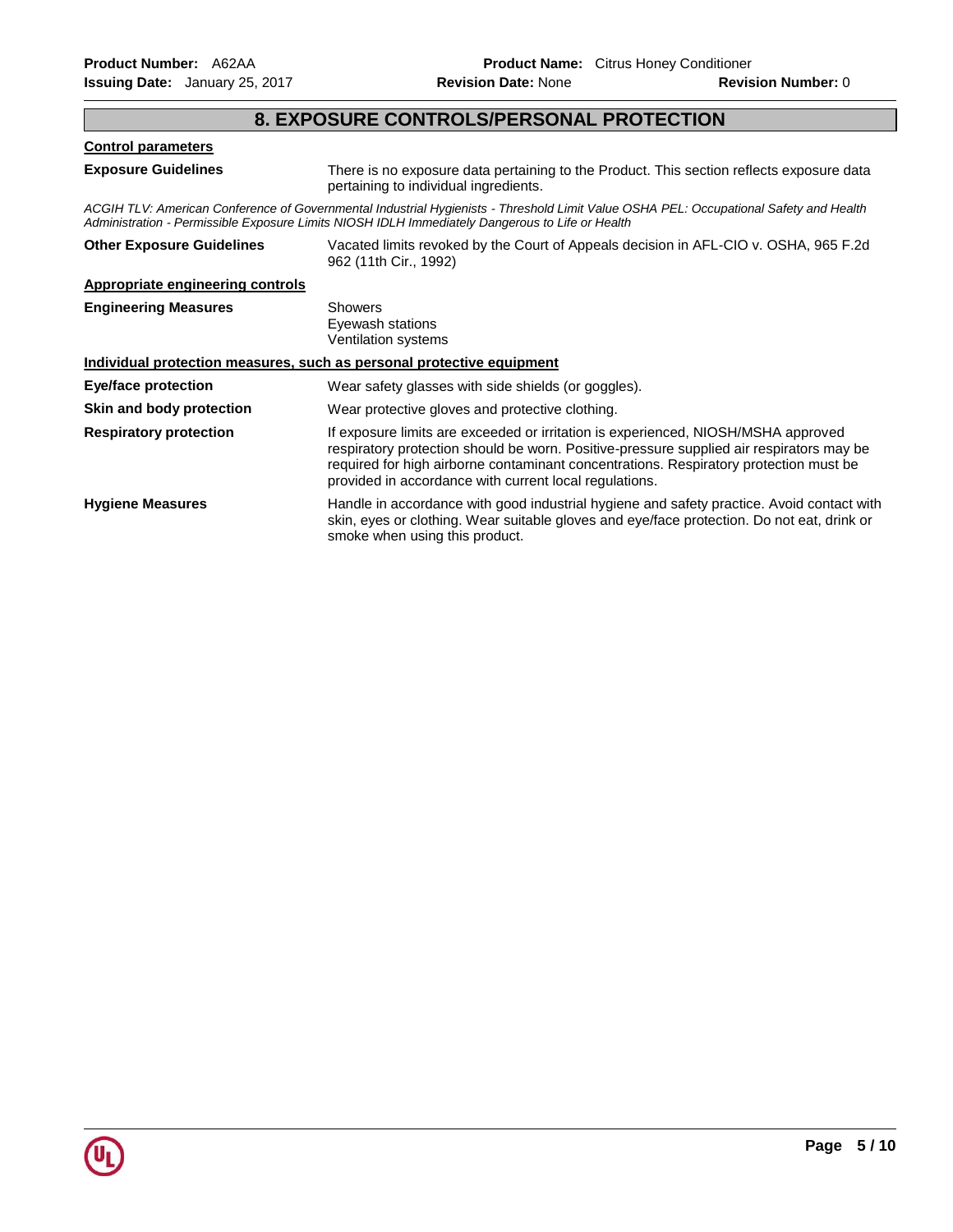## 8. EXPOSURE CONTROLS/PERSONAL PROTECTION

**Control parameters**

**Exposure Guidelines** There is no exposure data pertaining to the Product. This section reflects exposure data pertaining to individual ingredients.

*ACGIH TLV: American Conference of Governmental Industrial Hygienists - Threshold Limit Value OSHA PEL: Occupational Safety and Health Administration - Permissible Exposure Limits NIOSH IDLH Immediately Dangerous to Life or Health*

**Other Exposure Guidelines** Vacated limits revoked by the Court of Appeals decision in AFL-CIO v. OSHA, 965 F.2d 962 (11th Cir., 1992)

**Appropriate engineering controls**

**Engineering Measures**
- Showers
- Eyewash stations
- Ventilation systems

**Individual protection measures, such as personal protective equipment**

**Eye/face protection** Wear safety glasses with side shields (or goggles).

**Skin and body protection** Wear protective gloves and protective clothing.

**Respiratory protection** If exposure limits are exceeded or irritation is experienced, NIOSH/MSHA approved respiratory protection should be worn. Positive-pressure supplied air respirators may be required for high airborne contaminant concentrations. Respiratory protection must be provided in accordance with current local regulations.

**Hygiene Measures** Handle in accordance with good industrial hygiene and safety practice. Avoid contact with skin, eyes or clothing. Wear suitable gloves and eye/face protection. Do not eat, drink or smoke when using this product.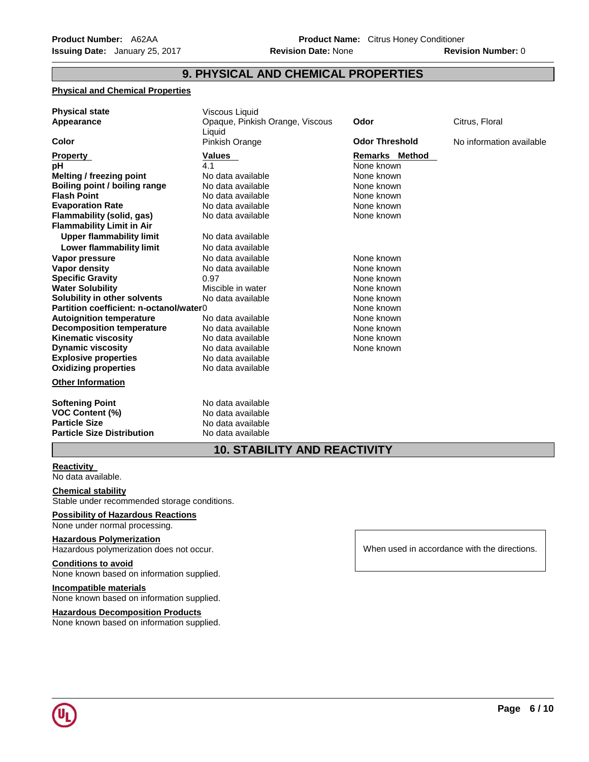## 9. PHYSICAL AND CHEMICAL PROPERTIES

**Physical and Chemical Properties**

| | | | |
|---|---|---|---|
| **Physical state** | Viscous Liquid | | |
| **Appearance** | Opaque, Pinkish Orange, Viscous Liquid | **Odor** | Citrus, Floral |
| **Color** | Pinkish Orange | **Odor Threshold** | No information available |

| **Property** | **Values** | **Remarks Method** |
|---|---|---|
| **pH** | 4.1 | None known |
| **Melting / freezing point** | No data available | None known |
| **Boiling point / boiling range** | No data available | None known |
| **Flash Point** | No data available | None known |
| **Evaporation Rate** | No data available | None known |
| **Flammability (solid, gas)** | No data available | None known |
| **Flammability Limit in Air** | | |
| **Upper flammability limit** | No data available | |
| **Lower flammability limit** | No data available | |
| **Vapor pressure** | No data available | None known |
| **Vapor density** | No data available | None known |
| **Specific Gravity** | 0.97 | None known |
| **Water Solubility** | Miscible in water | None known |
| **Solubility in other solvents** | No data available | None known |
| **Partition coefficient: n-octanol/water** | 0 | None known |
| **Autoignition temperature** | No data available | None known |
| **Decomposition temperature** | No data available | None known |
| **Kinematic viscosity** | No data available | None known |
| **Dynamic viscosity** | No data available | None known |
| **Explosive properties** | No data available | |
| **Oxidizing properties** | No data available | |

**Other Information**

| | |
|---|---|
| **Softening Point** | No data available |
| **VOC Content (%)** | No data available |
| **Particle Size** | No data available |
| **Particle Size Distribution** | No data available |

## 10. STABILITY AND REACTIVITY

**Reactivity**
No data available.

**Chemical stability**
Stable under recommended storage conditions.

**Possibility of Hazardous Reactions**
None under normal processing.

**Hazardous Polymerization**
Hazardous polymerization does not occur.

When used in accordance with the directions.

**Conditions to avoid**
None known based on information supplied.

**Incompatible materials**
None known based on information supplied.

**Hazardous Decomposition Products**
None known based on information supplied.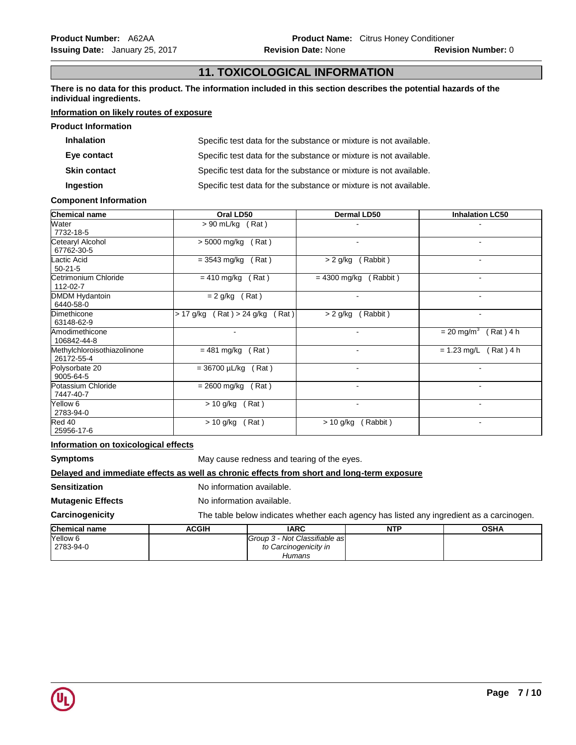## 11. TOXICOLOGICAL INFORMATION

**There is no data for this product. The information included in this section describes the potential hazards of the individual ingredients.**

**Information on likely routes of exposure**

**Product Information**

| | |
|---|---|
| **Inhalation** | Specific test data for the substance or mixture is not available. |
| **Eye contact** | Specific test data for the substance or mixture is not available. |
| **Skin contact** | Specific test data for the substance or mixture is not available. |
| **Ingestion** | Specific test data for the substance or mixture is not available. |

**Component Information**

| Chemical name | Oral LD50 | Dermal LD50 | Inhalation LC50 |
|---|---|---|---|
| Water 7732-18-5 | > 90 mL/kg ( Rat ) | - | - |
| Cetearyl Alcohol 67762-30-5 | > 5000 mg/kg ( Rat ) | - | - |
| Lactic Acid 50-21-5 | = 3543 mg/kg ( Rat ) | > 2 g/kg ( Rabbit ) | - |
| Cetrimonium Chloride 112-02-7 | = 410 mg/kg ( Rat ) | = 4300 mg/kg ( Rabbit ) | - |
| DMDM Hydantoin 6440-58-0 | = 2 g/kg ( Rat ) | - | - |
| Dimethicone 63148-62-9 | > 17 g/kg ( Rat ) > 24 g/kg ( Rat ) | > 2 g/kg ( Rabbit ) | - |
| Amodimethicone 106842-44-8 | - | - | = 20 mg/m$^3$ ( Rat ) 4 h |
| Methylchloroisothiazolinone 26172-55-4 | = 481 mg/kg ( Rat ) | - | = 1.23 mg/L ( Rat ) 4 h |
| Polysorbate 20 9005-64-5 | = 36700 µL/kg ( Rat ) | - | - |
| Potassium Chloride 7447-40-7 | = 2600 mg/kg ( Rat ) | - | - |
| Yellow 6 2783-94-0 | > 10 g/kg ( Rat ) | - | - |
| Red 40 25956-17-6 | > 10 g/kg ( Rat ) | > 10 g/kg ( Rabbit ) | - |

**Information on toxicological effects**

**Symptoms** May cause redness and tearing of the eyes.

**Delayed and immediate effects as well as chronic effects from short and long-term exposure**

**Sensitization** No information available.

**Mutagenic Effects** No information available.

**Carcinogenicity** The table below indicates whether each agency has listed any ingredient as a carcinogen.

| Chemical name | ACGIH | IARC | NTP | OSHA |
|---|---|---|---|---|
| Yellow 6 2783-94-0 | | *Group 3 - Not Classifiable as to Carcinogenicity in Humans* | | |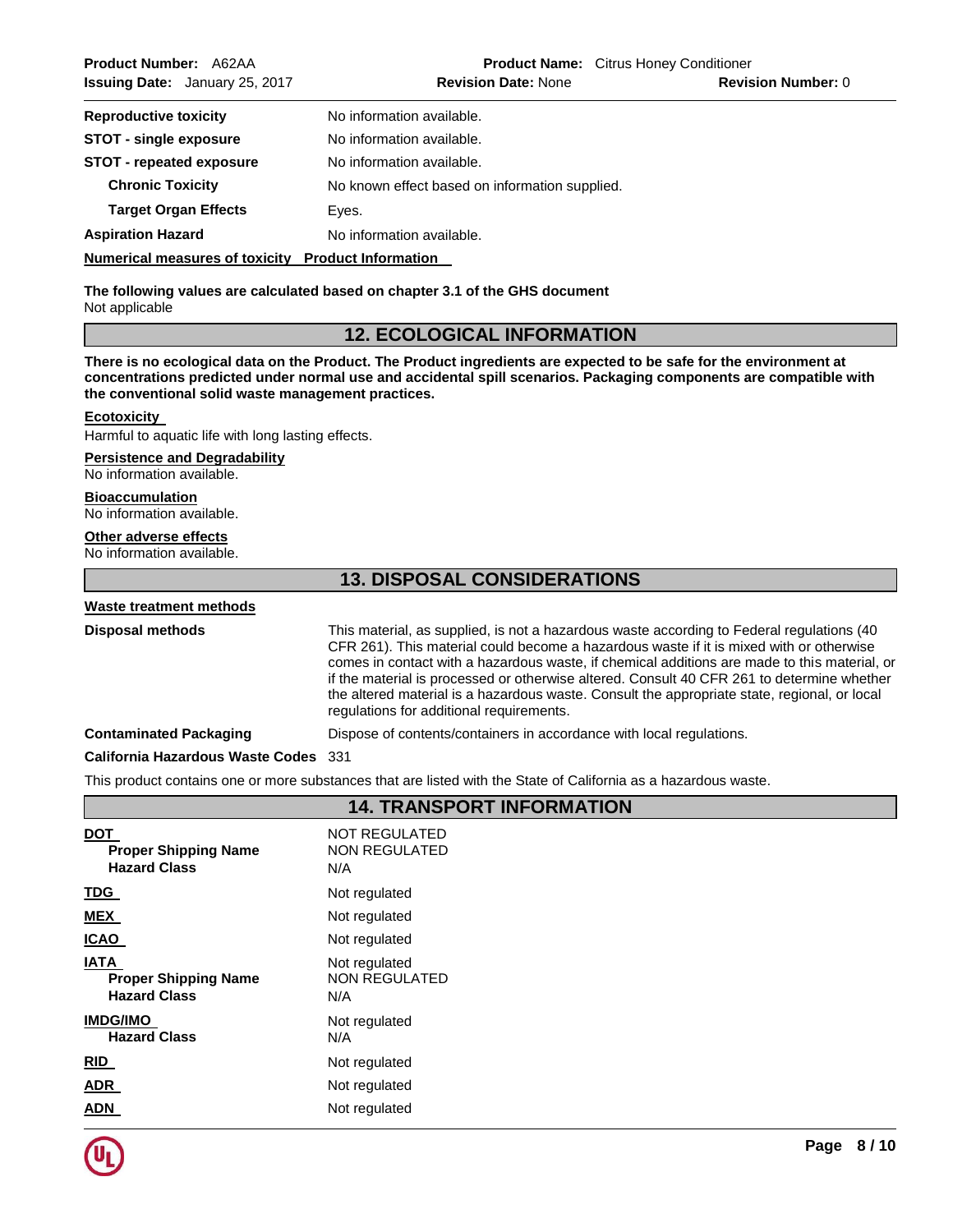| | |
|---|---|
| **Reproductive toxicity** | No information available. |
| **STOT - single exposure** | No information available. |
| **STOT - repeated exposure** | No information available. |
| **Chronic Toxicity** | No known effect based on information supplied. |
| **Target Organ Effects** | Eyes. |
| **Aspiration Hazard** | No information available. |

**Numerical measures of toxicity** **Product Information**

**The following values are calculated based on chapter 3.1 of the GHS document**
Not applicable

## 12. ECOLOGICAL INFORMATION

**There is no ecological data on the Product. The Product ingredients are expected to be safe for the environment at concentrations predicted under normal use and accidental spill scenarios. Packaging components are compatible with the conventional solid waste management practices.**

**Ecotoxicity**
Harmful to aquatic life with long lasting effects.

**Persistence and Degradability**
No information available.

**Bioaccumulation**
No information available.

**Other adverse effects**
No information available.

## 13. DISPOSAL CONSIDERATIONS

**Waste treatment methods**

| | |
|---|---|
| **Disposal methods** | This material, as supplied, is not a hazardous waste according to Federal regulations (40 CFR 261). This material could become a hazardous waste if it is mixed with or otherwise comes in contact with a hazardous waste, if chemical additions are made to this material, or if the material is processed or otherwise altered. Consult 40 CFR 261 to determine whether the altered material is a hazardous waste. Consult the appropriate state, regional, or local regulations for additional requirements. |
| **Contaminated Packaging** | Dispose of contents/containers in accordance with local regulations. |
| **California Hazardous Waste Codes** | 331 |

This product contains one or more substances that are listed with the State of California as a hazardous waste.

## 14. TRANSPORT INFORMATION

| | |
|---|---|
| **DOT** | NOT REGULATED |
| **Proper Shipping Name** | NON REGULATED |
| **Hazard Class** | N/A |
| **TDG** | Not regulated |
| **MEX** | Not regulated |
| **ICAO** | Not regulated |
| **IATA** | Not regulated |
| **Proper Shipping Name** | NON REGULATED |
| **Hazard Class** | N/A |
| **IMDG/IMO** | Not regulated |
| **Hazard Class** | N/A |
| **RID** | Not regulated |
| **ADR** | Not regulated |
| **ADN** | Not regulated |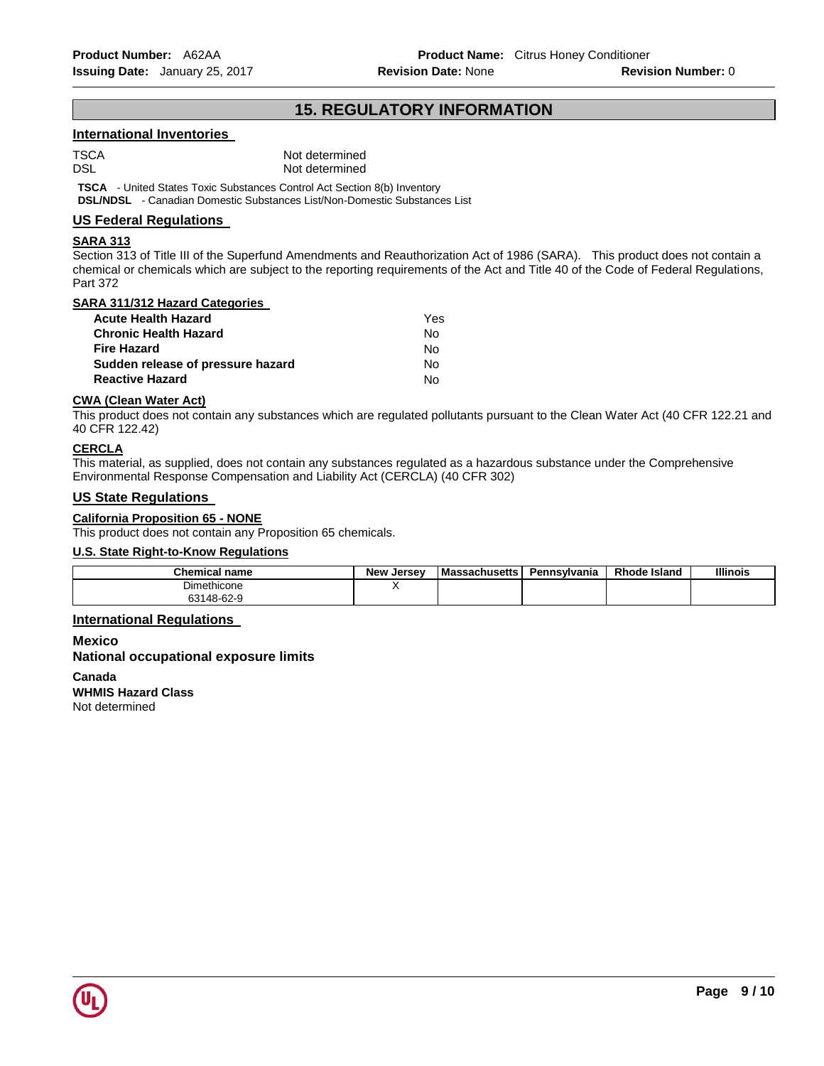## 15. REGULATORY INFORMATION

### International Inventories

TSCA Not determined
DSL Not determined

**TSCA** - United States Toxic Substances Control Act Section 8(b) Inventory
**DSL/NDSL** - Canadian Domestic Substances List/Non-Domestic Substances List

### US Federal Regulations

**SARA 313**

Section 313 of Title III of the Superfund Amendments and Reauthorization Act of 1986 (SARA). This product does not contain a chemical or chemicals which are subject to the reporting requirements of the Act and Title 40 of the Code of Federal Regulations, Part 372

**SARA 311/312 Hazard Categories**

| | |
|---|---|
| **Acute Health Hazard** | Yes |
| **Chronic Health Hazard** | No |
| **Fire Hazard** | No |
| **Sudden release of pressure hazard** | No |
| **Reactive Hazard** | No |

**CWA (Clean Water Act)**

This product does not contain any substances which are regulated pollutants pursuant to the Clean Water Act (40 CFR 122.21 and 40 CFR 122.42)

**CERCLA**

This material, as supplied, does not contain any substances regulated as a hazardous substance under the Comprehensive Environmental Response Compensation and Liability Act (CERCLA) (40 CFR 302)

### US State Regulations

**California Proposition 65 - NONE**

This product does not contain any Proposition 65 chemicals.

**U.S. State Right-to-Know Regulations**

| Chemical name | New Jersey | Massachusetts | Pennsylvania | Rhode Island | Illinois |
|---|---|---|---|---|---|
| Dimethicone 63148-62-9 | X | | | | |

### International Regulations

**Mexico**
**National occupational exposure limits**

**Canada**
**WHMIS Hazard Class**
Not determined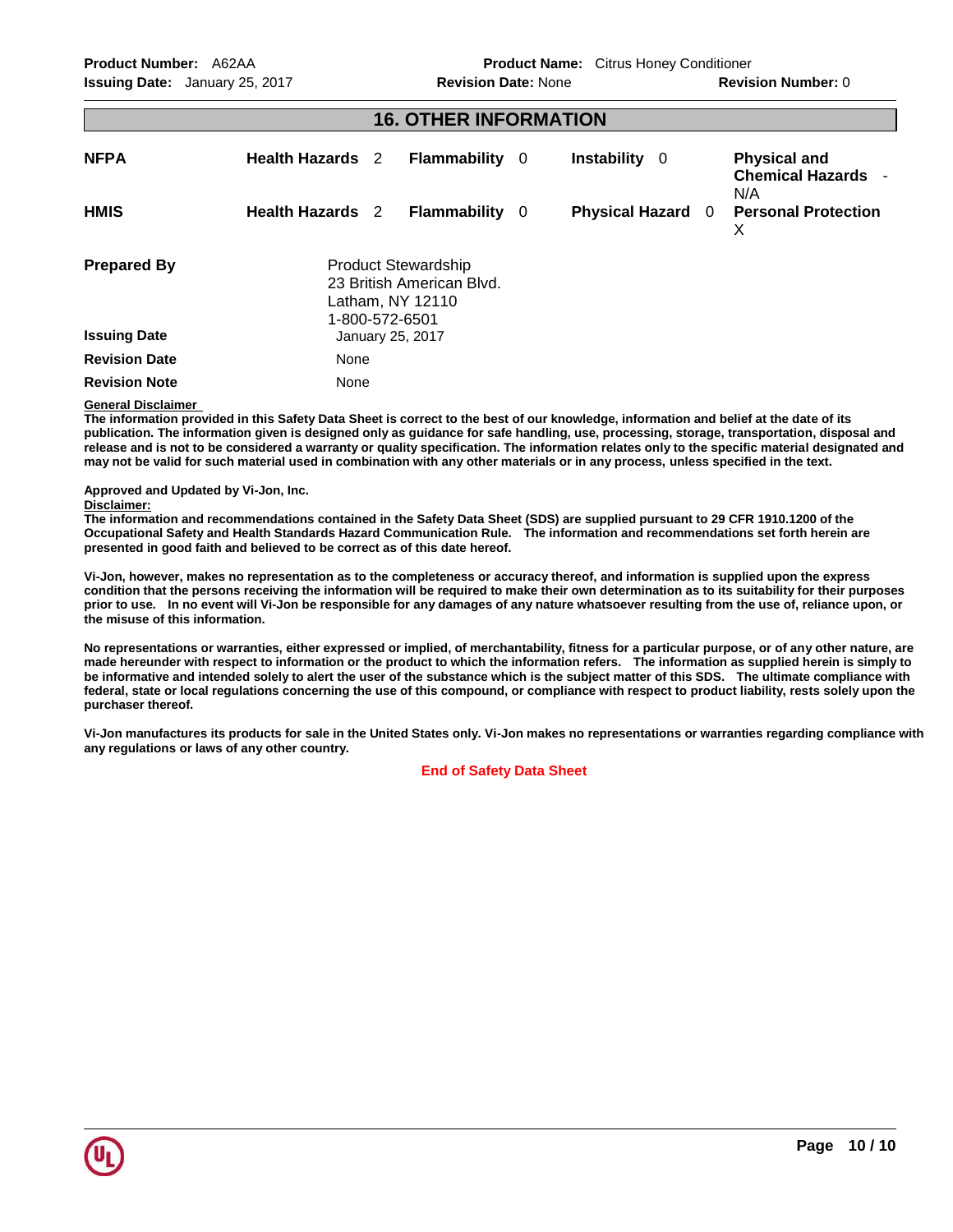## 16. OTHER INFORMATION

| | | | | |
|---|---|---|---|---|
| **NFPA** | **Health Hazards** 2 | **Flammability** 0 | **Instability** 0 | **Physical and Chemical Hazards** - N/A |
| **HMIS** | **Health Hazards** 2 | **Flammability** 0 | **Physical Hazard** 0 | **Personal Protection** X |

| | |
|---|---|
| **Prepared By** | Product Stewardship<br>23 British American Blvd.<br>Latham, NY 12110<br>1-800-572-6501 |
| **Issuing Date** | January 25, 2017 |
| **Revision Date** | None |
| **Revision Note** | None |

**General Disclaimer**

**The information provided in this Safety Data Sheet is correct to the best of our knowledge, information and belief at the date of its publication. The information given is designed only as guidance for safe handling, use, processing, storage, transportation, disposal and release and is not to be considered a warranty or quality specification. The information relates only to the specific material designated and may not be valid for such material used in combination with any other materials or in any process, unless specified in the text.**

**Approved and Updated by Vi-Jon, Inc.**

**Disclaimer:**

**The information and recommendations contained in the Safety Data Sheet (SDS) are supplied pursuant to 29 CFR 1910.1200 of the Occupational Safety and Health Standards Hazard Communication Rule. The information and recommendations set forth herein are presented in good faith and believed to be correct as of this date hereof.**

**Vi-Jon, however, makes no representation as to the completeness or accuracy thereof, and information is supplied upon the express condition that the persons receiving the information will be required to make their own determination as to its suitability for their purposes prior to use. In no event will Vi-Jon be responsible for any damages of any nature whatsoever resulting from the use of, reliance upon, or the misuse of this information.**

**No representations or warranties, either expressed or implied, of merchantability, fitness for a particular purpose, or of any other nature, are made hereunder with respect to information or the product to which the information refers. The information as supplied herein is simply to be informative and intended solely to alert the user of the substance which is the subject matter of this SDS. The ultimate compliance with federal, state or local regulations concerning the use of this compound, or compliance with respect to product liability, rests solely upon the purchaser thereof.**

**Vi-Jon manufactures its products for sale in the United States only. Vi-Jon makes no representations or warranties regarding compliance with any regulations or laws of any other country.**

**End of Safety Data Sheet**